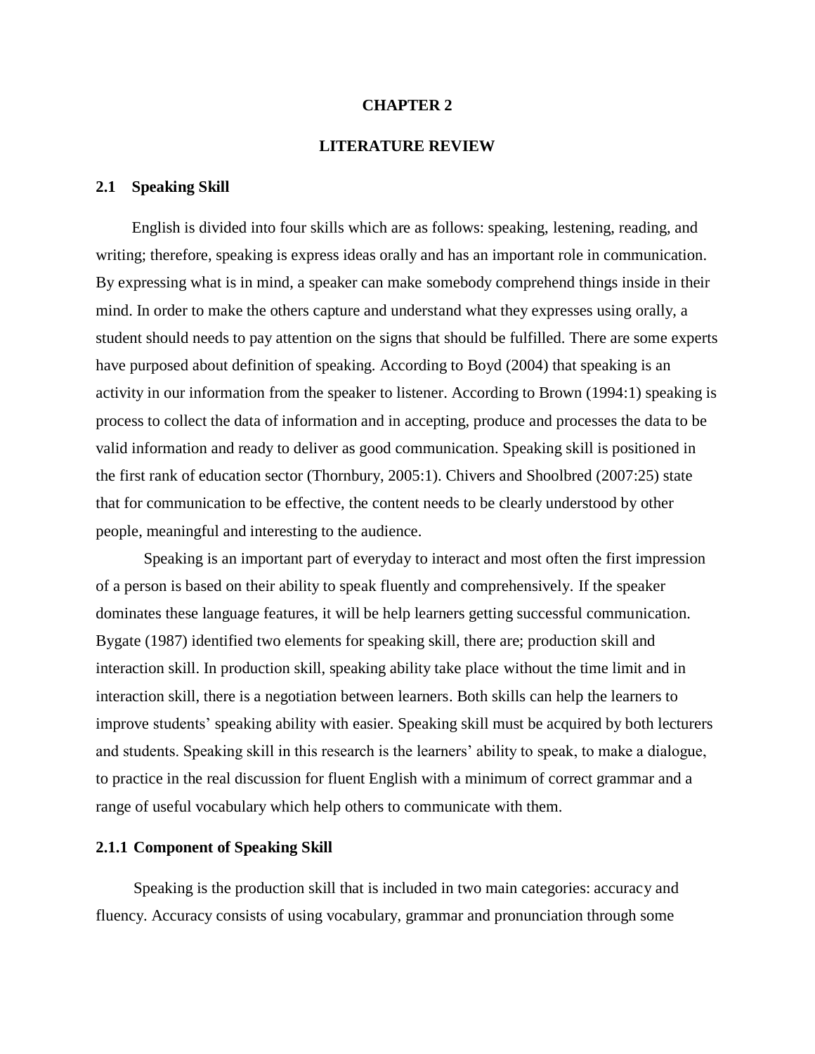# CHAPTER 2

# LITERATURE REVIEW

## 2.1 Speaking Skill

English is divided into four skills which are as follows: speaking, lestening, reading, and writing; therefore, speaking is express ideas orally and has an important role in communication. By expressing what is in mind, a speaker can make somebody comprehend things inside in their mind. In order to make the others capture and understand what they expresses using orally, a student should needs to pay attention on the signs that should be fulfilled. There are some experts have purposed about definition of speaking. According to Boyd (2004) that speaking is an activity in our information from the speaker to listener. According to Brown (1994:1) speaking is process to collect the data of information and in accepting, produce and processes the data to be valid information and ready to deliver as good communication. Speaking skill is positioned in the first rank of education sector (Thornbury, 2005:1). Chivers and Shoolbred (2007:25) state that for communication to be effective, the content needs to be clearly understood by other people, meaningful and interesting to the audience.

Speaking is an important part of everyday to interact and most often the first impression of a person is based on their ability to speak fluently and comprehensively. If the speaker dominates these language features, it will be help learners getting successful communication. Bygate (1987) identified two elements for speaking skill, there are; production skill and interaction skill. In production skill, speaking ability take place without the time limit and in interaction skill, there is a negotiation between learners. Both skills can help the learners to improve students' speaking ability with easier. Speaking skill must be acquired by both lecturers and students. Speaking skill in this research is the learners' ability to speak, to make a dialogue, to practice in the real discussion for fluent English with a minimum of correct grammar and a range of useful vocabulary which help others to communicate with them.

### 2.1.1 Component of Speaking Skill

Speaking is the production skill that is included in two main categories: accuracy and fluency. Accuracy consists of using vocabulary, grammar and pronunciation through some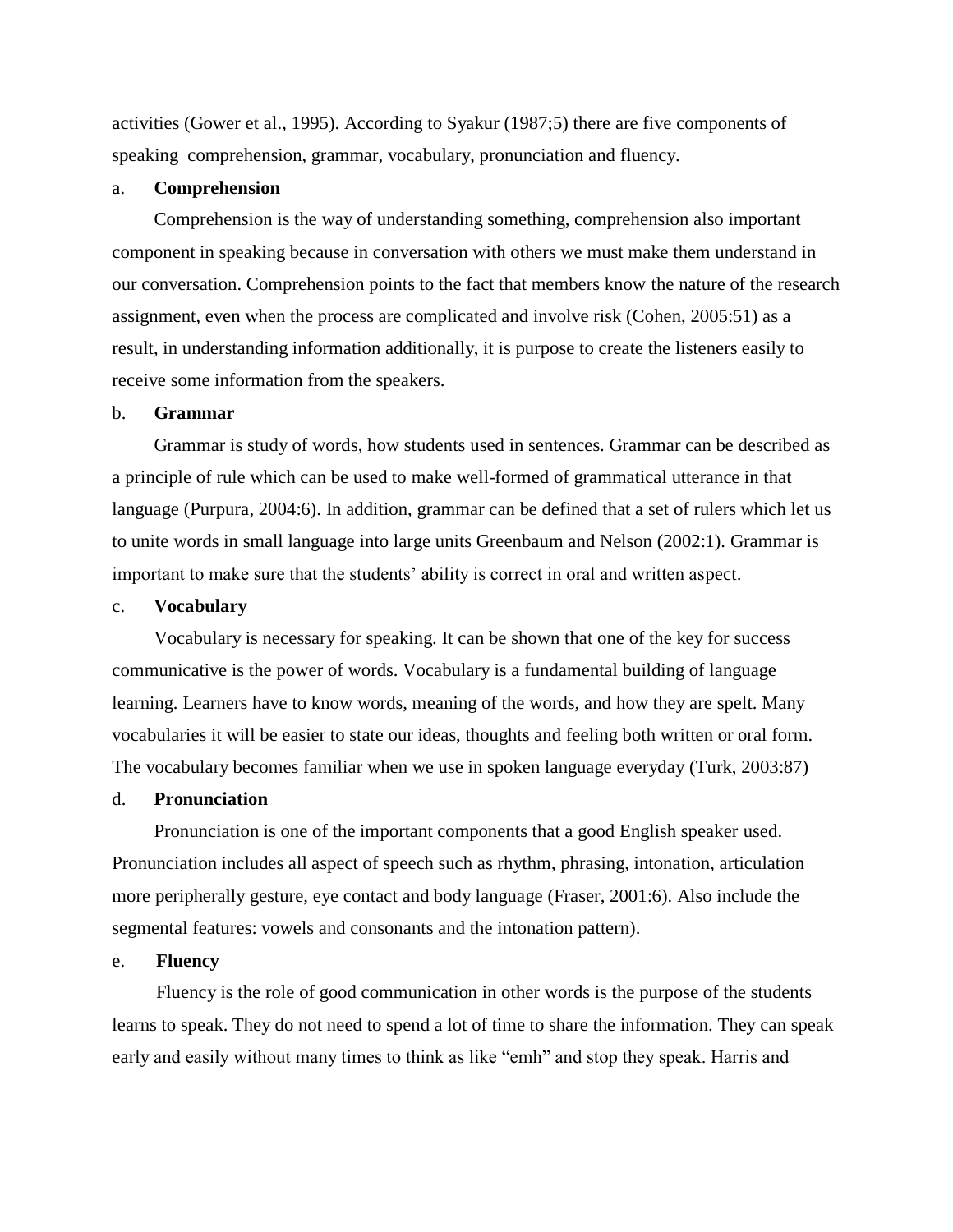activities (Gower et al., 1995). According to Syakur (1987;5) there are five components of speaking comprehension, grammar, vocabulary, pronunciation and fluency.

a. **Comprehension**

Comprehension is the way of understanding something, comprehension also important component in speaking because in conversation with others we must make them understand in our conversation. Comprehension points to the fact that members know the nature of the research assignment, even when the process are complicated and involve risk (Cohen, 2005:51) as a result, in understanding information additionally, it is purpose to create the listeners easily to receive some information from the speakers.

b. **Grammar**

Grammar is study of words, how students used in sentences. Grammar can be described as a principle of rule which can be used to make well-formed of grammatical utterance in that language (Purpura, 2004:6). In addition, grammar can be defined that a set of rulers which let us to unite words in small language into large units Greenbaum and Nelson (2002:1). Grammar is important to make sure that the students' ability is correct in oral and written aspect.

c. **Vocabulary**

Vocabulary is necessary for speaking. It can be shown that one of the key for success communicative is the power of words. Vocabulary is a fundamental building of language learning. Learners have to know words, meaning of the words, and how they are spelt. Many vocabularies it will be easier to state our ideas, thoughts and feeling both written or oral form. The vocabulary becomes familiar when we use in spoken language everyday (Turk, 2003:87)

d. **Pronunciation**

Pronunciation is one of the important components that a good English speaker used. Pronunciation includes all aspect of speech such as rhythm, phrasing, intonation, articulation more peripherally gesture, eye contact and body language (Fraser, 2001:6). Also include the segmental features: vowels and consonants and the intonation pattern).

e. **Fluency**

Fluency is the role of good communication in other words is the purpose of the students learns to speak. They do not need to spend a lot of time to share the information. They can speak early and easily without many times to think as like "emh" and stop they speak. Harris and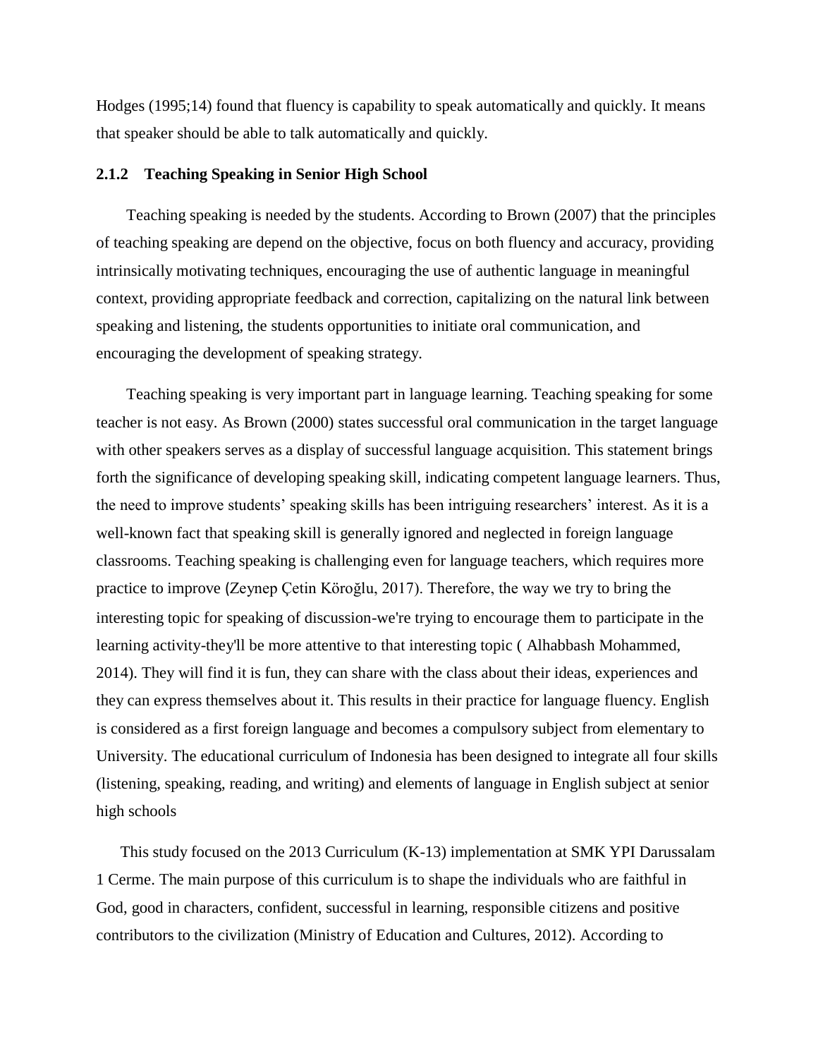Hodges (1995;14) found that fluency is capability to speak automatically and quickly. It means that speaker should be able to talk automatically and quickly.

### 2.1.2 Teaching Speaking in Senior High School

Teaching speaking is needed by the students. According to Brown (2007) that the principles of teaching speaking are depend on the objective, focus on both fluency and accuracy, providing intrinsically motivating techniques, encouraging the use of authentic language in meaningful context, providing appropriate feedback and correction, capitalizing on the natural link between speaking and listening, the students opportunities to initiate oral communication, and encouraging the development of speaking strategy.

Teaching speaking is very important part in language learning. Teaching speaking for some teacher is not easy. As Brown (2000) states successful oral communication in the target language with other speakers serves as a display of successful language acquisition. This statement brings forth the significance of developing speaking skill, indicating competent language learners. Thus, the need to improve students' speaking skills has been intriguing researchers' interest. As it is a well-known fact that speaking skill is generally ignored and neglected in foreign language classrooms. Teaching speaking is challenging even for language teachers, which requires more practice to improve (Zeynep Çetin Köroğlu, 2017). Therefore, the way we try to bring the interesting topic for speaking of discussion-we're trying to encourage them to participate in the learning activity-they'll be more attentive to that interesting topic ( Alhabbash Mohammed, 2014). They will find it is fun, they can share with the class about their ideas, experiences and they can express themselves about it. This results in their practice for language fluency. English is considered as a first foreign language and becomes a compulsory subject from elementary to University. The educational curriculum of Indonesia has been designed to integrate all four skills (listening, speaking, reading, and writing) and elements of language in English subject at senior high schools

This study focused on the 2013 Curriculum (K-13) implementation at SMK YPI Darussalam 1 Cerme. The main purpose of this curriculum is to shape the individuals who are faithful in God, good in characters, confident, successful in learning, responsible citizens and positive contributors to the civilization (Ministry of Education and Cultures, 2012). According to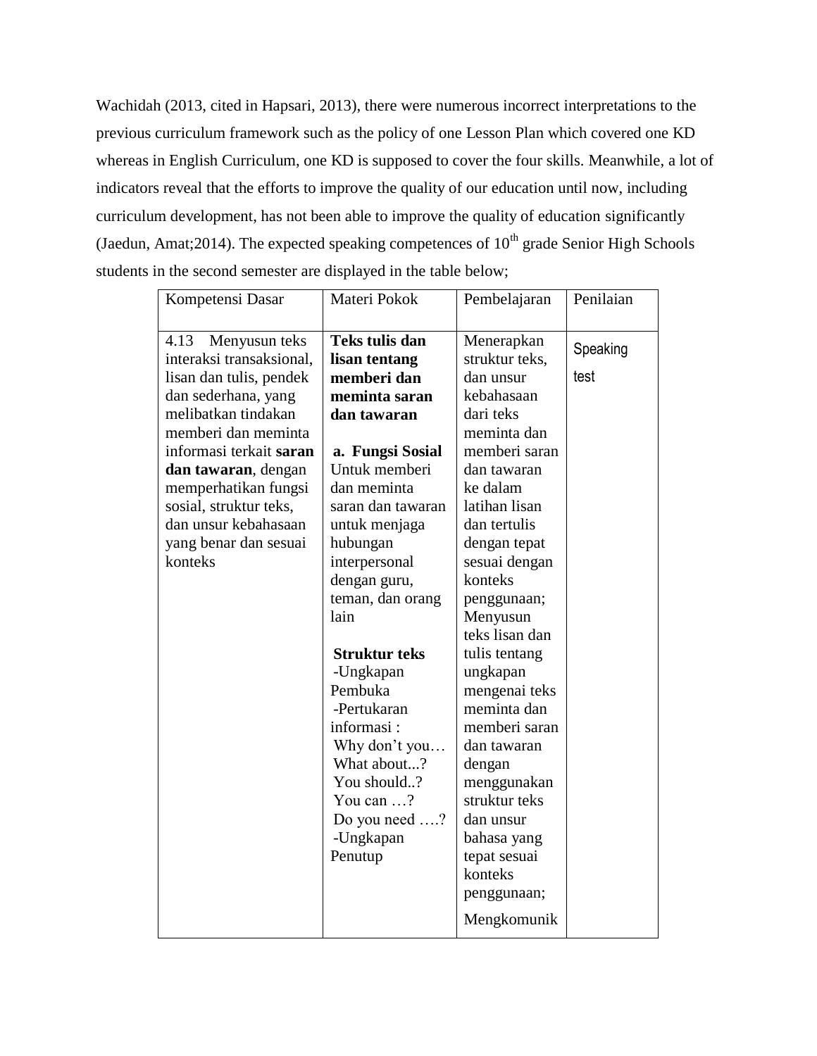Wachidah (2013, cited in Hapsari, 2013), there were numerous incorrect interpretations to the previous curriculum framework such as the policy of one Lesson Plan which covered one KD whereas in English Curriculum, one KD is supposed to cover the four skills. Meanwhile, a lot of indicators reveal that the efforts to improve the quality of our education until now, including curriculum development, has not been able to improve the quality of education significantly (Jaedun, Amat;2014). The expected speaking competences of $10^{th}$ grade Senior High Schools students in the second semester are displayed in the table below;

| Kompetensi Dasar | Materi Pokok | Pembelajaran | Penilaian |
|---|---|---|---|
| 4.13 Menyusun teks interaksi transaksional, lisan dan tulis, pendek dan sederhana, yang melibatkan tindakan memberi dan meminta informasi terkait **saran dan tawaran**, dengan memperhatikan fungsi sosial, struktur teks, dan unsur kebahasaan yang benar dan sesuai konteks | **Teks tulis dan lisan tentang memberi dan meminta saran dan tawaran**<br><br>**a. Fungsi Sosial**<br>Untuk memberi dan meminta saran dan tawaran untuk menjaga hubungan interpersonal dengan guru, teman, dan orang lain<br><br>**Struktur teks**<br>-Ungkapan Pembuka<br>-Pertukaran informasi :<br>Why don't you…<br>What about...?<br>You should..?<br>You can …?<br>Do you need ….?<br>-Ungkapan Penutup | Menerapkan struktur teks, dan unsur kebahasaan dari teks meminta dan memberi saran dan tawaran ke dalam latihan lisan dan tertulis dengan tepat sesuai dengan konteks penggunaan;<br>Menyusun teks lisan dan tulis tentang ungkapan mengenai teks meminta dan memberi saran dan tawaran dengan menggunakan struktur teks dan unsur bahasa yang tepat sesuai konteks penggunaan;<br>Mengkomunik | Speaking test |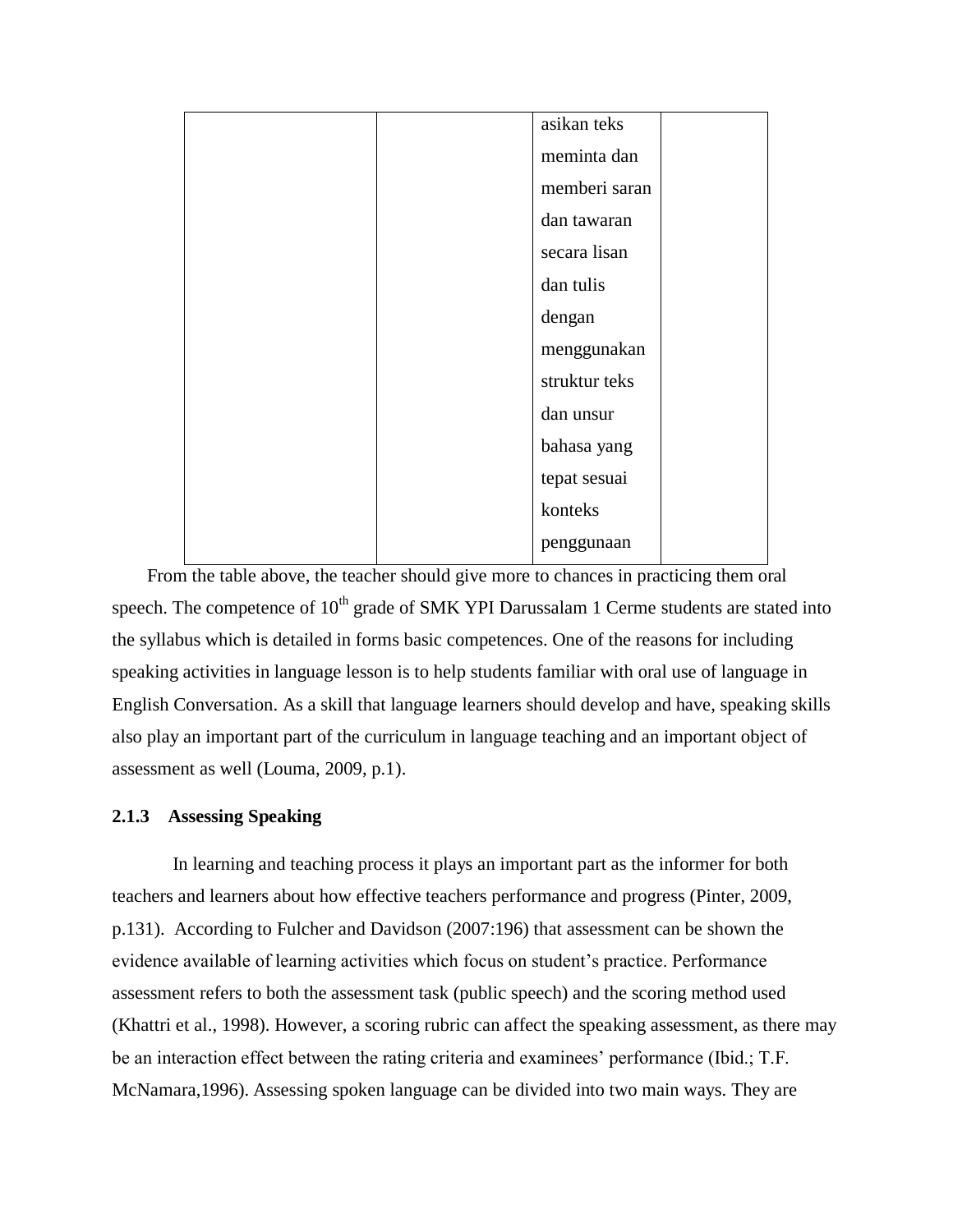| | | | |
|---|---|---|---|
| | | asikan teks meminta dan memberi saran dan tawaran secara lisan dan tulis dengan menggunakan struktur teks dan unsur bahasa yang tepat sesuai konteks penggunaan | |

From the table above, the teacher should give more to chances in practicing them oral speech. The competence of 10th grade of SMK YPI Darussalam 1 Cerme students are stated into the syllabus which is detailed in forms basic competences. One of the reasons for including speaking activities in language lesson is to help students familiar with oral use of language in English Conversation. As a skill that language learners should develop and have, speaking skills also play an important part of the curriculum in language teaching and an important object of assessment as well (Louma, 2009, p.1).

### 2.1.3 Assessing Speaking

In learning and teaching process it plays an important part as the informer for both teachers and learners about how effective teachers performance and progress (Pinter, 2009, p.131). According to Fulcher and Davidson (2007:196) that assessment can be shown the evidence available of learning activities which focus on student's practice. Performance assessment refers to both the assessment task (public speech) and the scoring method used (Khattri et al., 1998). However, a scoring rubric can affect the speaking assessment, as there may be an interaction effect between the rating criteria and examinees' performance (Ibid.; T.F. McNamara,1996). Assessing spoken language can be divided into two main ways. They are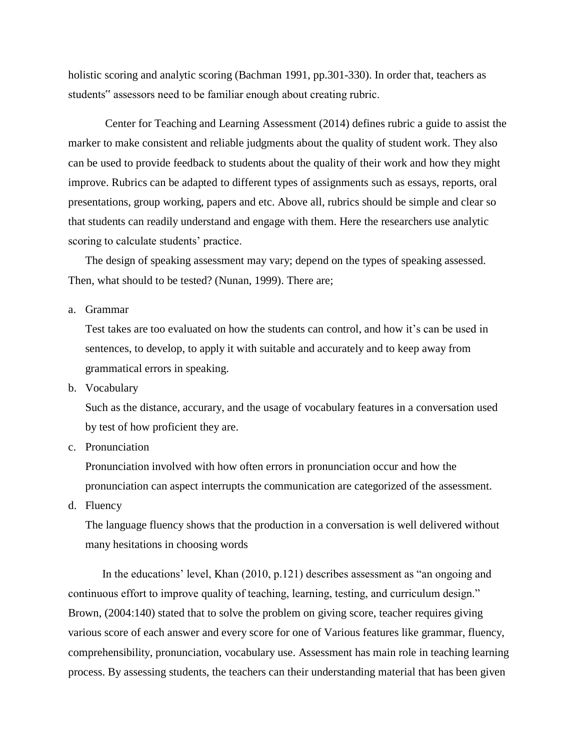holistic scoring and analytic scoring (Bachman 1991, pp.301-330). In order that, teachers as students" assessors need to be familiar enough about creating rubric.

Center for Teaching and Learning Assessment (2014) defines rubric a guide to assist the marker to make consistent and reliable judgments about the quality of student work. They also can be used to provide feedback to students about the quality of their work and how they might improve. Rubrics can be adapted to different types of assignments such as essays, reports, oral presentations, group working, papers and etc. Above all, rubrics should be simple and clear so that students can readily understand and engage with them. Here the researchers use analytic scoring to calculate students' practice.

The design of speaking assessment may vary; depend on the types of speaking assessed. Then, what should to be tested? (Nunan, 1999). There are;

a. Grammar

   Test takes are too evaluated on how the students can control, and how it's can be used in sentences, to develop, to apply it with suitable and accurately and to keep away from grammatical errors in speaking.

b. Vocabulary

   Such as the distance, accurary, and the usage of vocabulary features in a conversation used by test of how proficient they are.

c. Pronunciation

   Pronunciation involved with how often errors in pronunciation occur and how the pronunciation can aspect interrupts the communication are categorized of the assessment.

d. Fluency

   The language fluency shows that the production in a conversation is well delivered without many hesitations in choosing words

In the educations' level, Khan (2010, p.121) describes assessment as "an ongoing and continuous effort to improve quality of teaching, learning, testing, and curriculum design." Brown, (2004:140) stated that to solve the problem on giving score, teacher requires giving various score of each answer and every score for one of Various features like grammar, fluency, comprehensibility, pronunciation, vocabulary use. Assessment has main role in teaching learning process. By assessing students, the teachers can their understanding material that has been given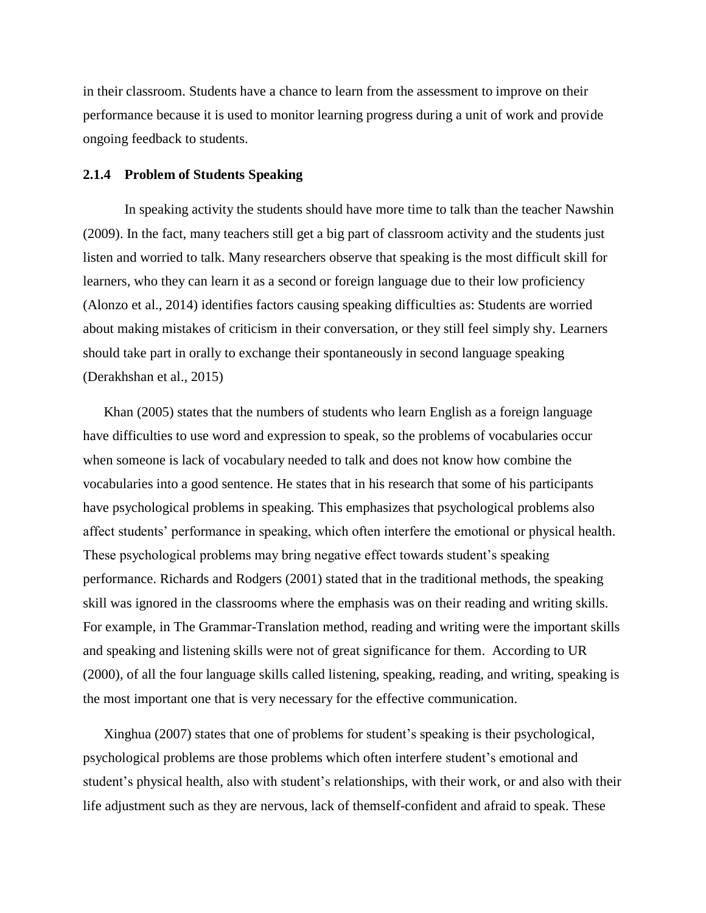in their classroom. Students have a chance to learn from the assessment to improve on their performance because it is used to monitor learning progress during a unit of work and provide ongoing feedback to students.

### 2.1.4 Problem of Students Speaking

In speaking activity the students should have more time to talk than the teacher Nawshin (2009). In the fact, many teachers still get a big part of classroom activity and the students just listen and worried to talk. Many researchers observe that speaking is the most difficult skill for learners, who they can learn it as a second or foreign language due to their low proficiency (Alonzo et al., 2014) identifies factors causing speaking difficulties as: Students are worried about making mistakes of criticism in their conversation, or they still feel simply shy. Learners should take part in orally to exchange their spontaneously in second language speaking (Derakhshan et al., 2015)

Khan (2005) states that the numbers of students who learn English as a foreign language have difficulties to use word and expression to speak, so the problems of vocabularies occur when someone is lack of vocabulary needed to talk and does not know how combine the vocabularies into a good sentence. He states that in his research that some of his participants have psychological problems in speaking. This emphasizes that psychological problems also affect students' performance in speaking, which often interfere the emotional or physical health. These psychological problems may bring negative effect towards student's speaking performance. Richards and Rodgers (2001) stated that in the traditional methods, the speaking skill was ignored in the classrooms where the emphasis was on their reading and writing skills. For example, in The Grammar-Translation method, reading and writing were the important skills and speaking and listening skills were not of great significance for them. According to UR (2000), of all the four language skills called listening, speaking, reading, and writing, speaking is the most important one that is very necessary for the effective communication.

Xinghua (2007) states that one of problems for student's speaking is their psychological, psychological problems are those problems which often interfere student's emotional and student's physical health, also with student's relationships, with their work, or and also with their life adjustment such as they are nervous, lack of themself-confident and afraid to speak. These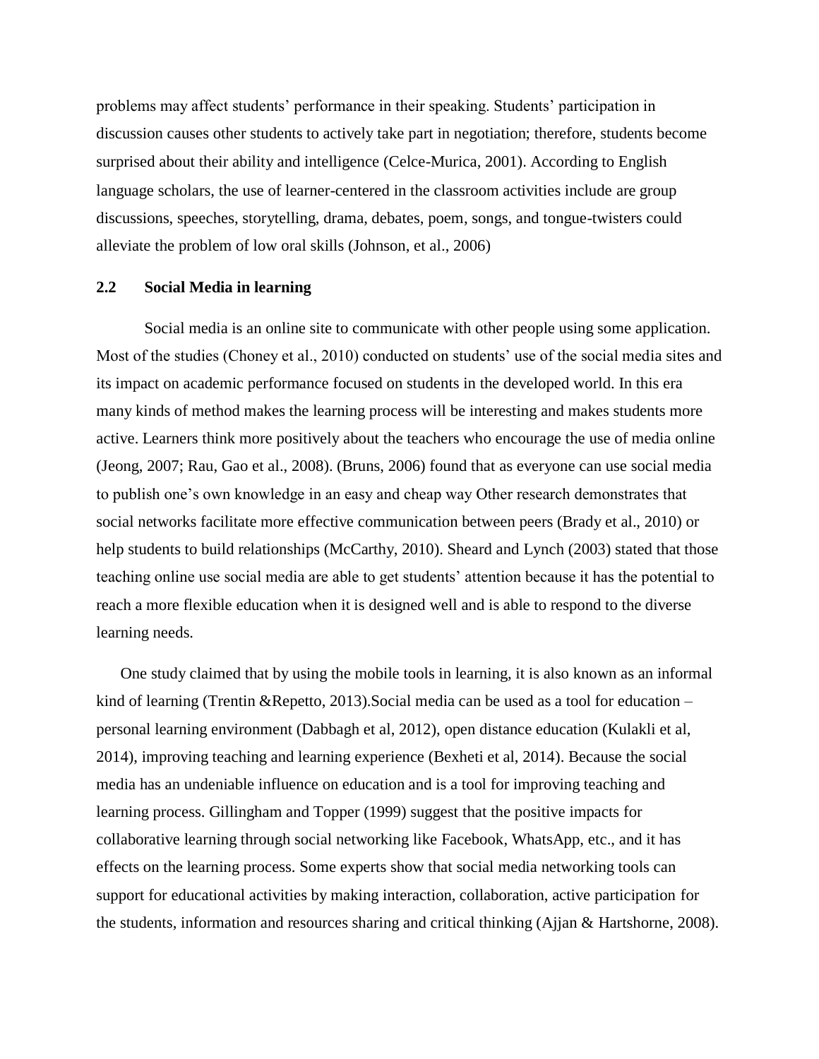problems may affect students' performance in their speaking. Students' participation in discussion causes other students to actively take part in negotiation; therefore, students become surprised about their ability and intelligence (Celce-Murica, 2001). According to English language scholars, the use of learner-centered in the classroom activities include are group discussions, speeches, storytelling, drama, debates, poem, songs, and tongue-twisters could alleviate the problem of low oral skills (Johnson, et al., 2006)

## 2.2 Social Media in learning

Social media is an online site to communicate with other people using some application. Most of the studies (Choney et al., 2010) conducted on students' use of the social media sites and its impact on academic performance focused on students in the developed world. In this era many kinds of method makes the learning process will be interesting and makes students more active. Learners think more positively about the teachers who encourage the use of media online (Jeong, 2007; Rau, Gao et al., 2008). (Bruns, 2006) found that as everyone can use social media to publish one's own knowledge in an easy and cheap way Other research demonstrates that social networks facilitate more effective communication between peers (Brady et al., 2010) or help students to build relationships (McCarthy, 2010). Sheard and Lynch (2003) stated that those teaching online use social media are able to get students' attention because it has the potential to reach a more flexible education when it is designed well and is able to respond to the diverse learning needs.

One study claimed that by using the mobile tools in learning, it is also known as an informal kind of learning (Trentin &Repetto, 2013).Social media can be used as a tool for education – personal learning environment (Dabbagh et al, 2012), open distance education (Kulakli et al, 2014), improving teaching and learning experience (Bexheti et al, 2014). Because the social media has an undeniable influence on education and is a tool for improving teaching and learning process. Gillingham and Topper (1999) suggest that the positive impacts for collaborative learning through social networking like Facebook, WhatsApp, etc., and it has effects on the learning process. Some experts show that social media networking tools can support for educational activities by making interaction, collaboration, active participation for the students, information and resources sharing and critical thinking (Ajjan & Hartshorne, 2008).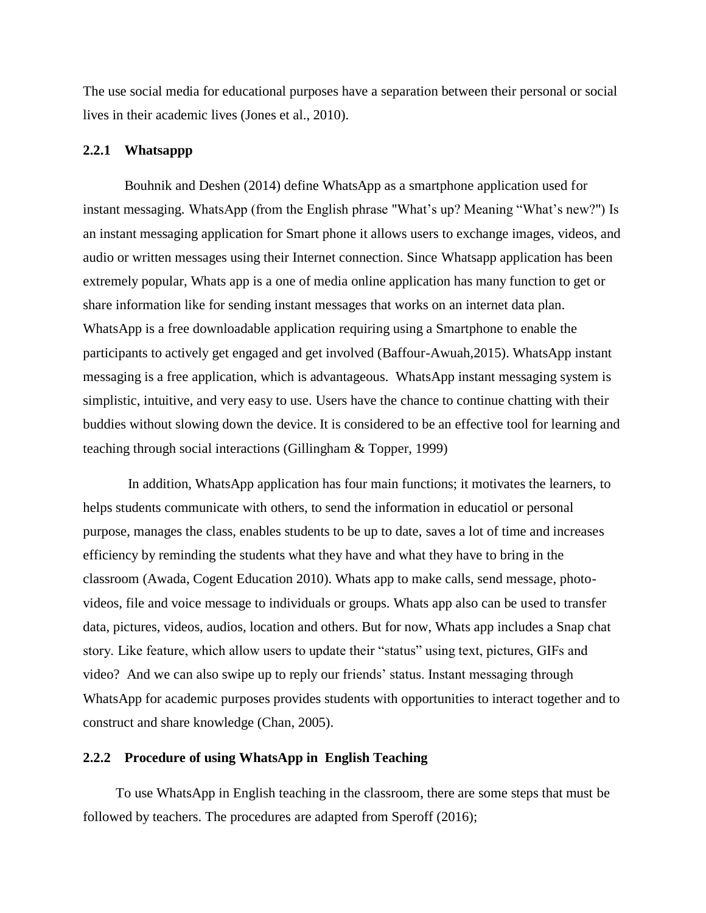The use social media for educational purposes have a separation between their personal or social lives in their academic lives (Jones et al., 2010).

### 2.2.1 Whatsappp

Bouhnik and Deshen (2014) define WhatsApp as a smartphone application used for instant messaging. WhatsApp (from the English phrase "What's up? Meaning "What's new?") Is an instant messaging application for Smart phone it allows users to exchange images, videos, and audio or written messages using their Internet connection. Since Whatsapp application has been extremely popular, Whats app is a one of media online application has many function to get or share information like for sending instant messages that works on an internet data plan. WhatsApp is a free downloadable application requiring using a Smartphone to enable the participants to actively get engaged and get involved (Baffour-Awuah,2015). WhatsApp instant messaging is a free application, which is advantageous. WhatsApp instant messaging system is simplistic, intuitive, and very easy to use. Users have the chance to continue chatting with their buddies without slowing down the device. It is considered to be an effective tool for learning and teaching through social interactions (Gillingham & Topper, 1999)

In addition, WhatsApp application has four main functions; it motivates the learners, to helps students communicate with others, to send the information in educatiol or personal purpose, manages the class, enables students to be up to date, saves a lot of time and increases efficiency by reminding the students what they have and what they have to bring in the classroom (Awada, Cogent Education 2010). Whats app to make calls, send message, photo-videos, file and voice message to individuals or groups. Whats app also can be used to transfer data, pictures, videos, audios, location and others. But for now, Whats app includes a Snap chat story. Like feature, which allow users to update their "status" using text, pictures, GIFs and video? And we can also swipe up to reply our friends' status. Instant messaging through WhatsApp for academic purposes provides students with opportunities to interact together and to construct and share knowledge (Chan, 2005).

### 2.2.2 Procedure of using WhatsApp in English Teaching

To use WhatsApp in English teaching in the classroom, there are some steps that must be followed by teachers. The procedures are adapted from Speroff (2016);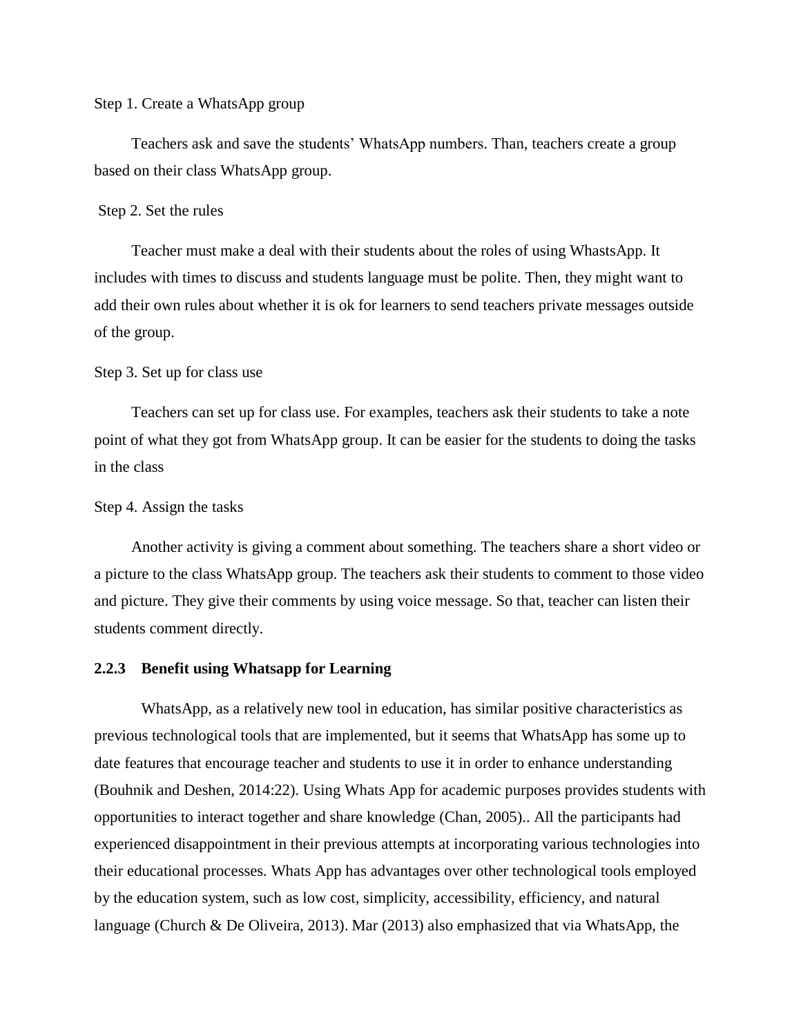Step 1. Create a WhatsApp group

Teachers ask and save the students' WhatsApp numbers. Than, teachers create a group based on their class WhatsApp group.

Step 2. Set the rules

Teacher must make a deal with their students about the roles of using WhastsApp. It includes with times to discuss and students language must be polite. Then, they might want to add their own rules about whether it is ok for learners to send teachers private messages outside of the group.

Step 3. Set up for class use

Teachers can set up for class use. For examples, teachers ask their students to take a note point of what they got from WhatsApp group. It can be easier for the students to doing the tasks in the class

Step 4. Assign the tasks

Another activity is giving a comment about something. The teachers share a short video or a picture to the class WhatsApp group. The teachers ask their students to comment to those video and picture. They give their comments by using voice message. So that, teacher can listen their students comment directly.

### 2.2.3 Benefit using Whatsapp for Learning

WhatsApp, as a relatively new tool in education, has similar positive characteristics as previous technological tools that are implemented, but it seems that WhatsApp has some up to date features that encourage teacher and students to use it in order to enhance understanding (Bouhnik and Deshen, 2014:22). Using Whats App for academic purposes provides students with opportunities to interact together and share knowledge (Chan, 2005).. All the participants had experienced disappointment in their previous attempts at incorporating various technologies into their educational processes. Whats App has advantages over other technological tools employed by the education system, such as low cost, simplicity, accessibility, efficiency, and natural language (Church & De Oliveira, 2013). Mar (2013) also emphasized that via WhatsApp, the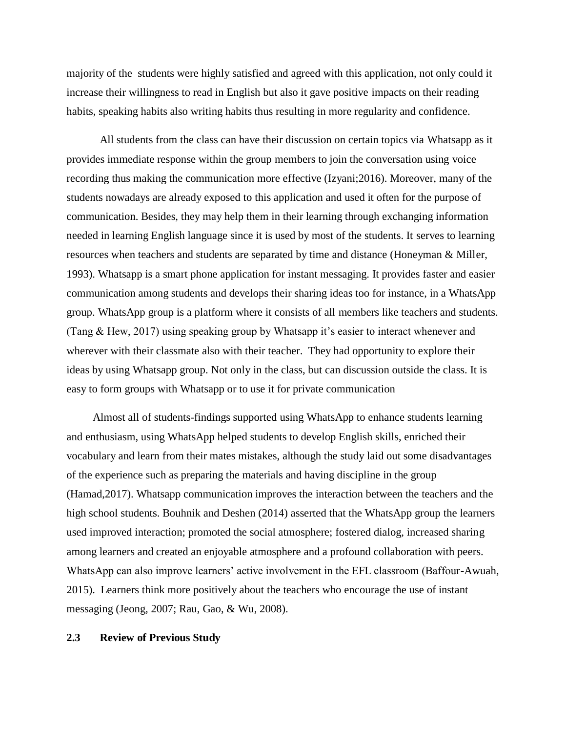majority of the students were highly satisfied and agreed with this application, not only could it increase their willingness to read in English but also it gave positive impacts on their reading habits, speaking habits also writing habits thus resulting in more regularity and confidence.

All students from the class can have their discussion on certain topics via Whatsapp as it provides immediate response within the group members to join the conversation using voice recording thus making the communication more effective (Izyani;2016). Moreover, many of the students nowadays are already exposed to this application and used it often for the purpose of communication. Besides, they may help them in their learning through exchanging information needed in learning English language since it is used by most of the students. It serves to learning resources when teachers and students are separated by time and distance (Honeyman & Miller, 1993). Whatsapp is a smart phone application for instant messaging. It provides faster and easier communication among students and develops their sharing ideas too for instance, in a WhatsApp group. WhatsApp group is a platform where it consists of all members like teachers and students. (Tang & Hew, 2017) using speaking group by Whatsapp it's easier to interact whenever and wherever with their classmate also with their teacher. They had opportunity to explore their ideas by using Whatsapp group. Not only in the class, but can discussion outside the class. It is easy to form groups with Whatsapp or to use it for private communication

Almost all of students-findings supported using WhatsApp to enhance students learning and enthusiasm, using WhatsApp helped students to develop English skills, enriched their vocabulary and learn from their mates mistakes, although the study laid out some disadvantages of the experience such as preparing the materials and having discipline in the group (Hamad,2017). Whatsapp communication improves the interaction between the teachers and the high school students. Bouhnik and Deshen (2014) asserted that the WhatsApp group the learners used improved interaction; promoted the social atmosphere; fostered dialog, increased sharing among learners and created an enjoyable atmosphere and a profound collaboration with peers. WhatsApp can also improve learners' active involvement in the EFL classroom (Baffour-Awuah, 2015). Learners think more positively about the teachers who encourage the use of instant messaging (Jeong, 2007; Rau, Gao, & Wu, 2008).

## 2.3 Review of Previous Study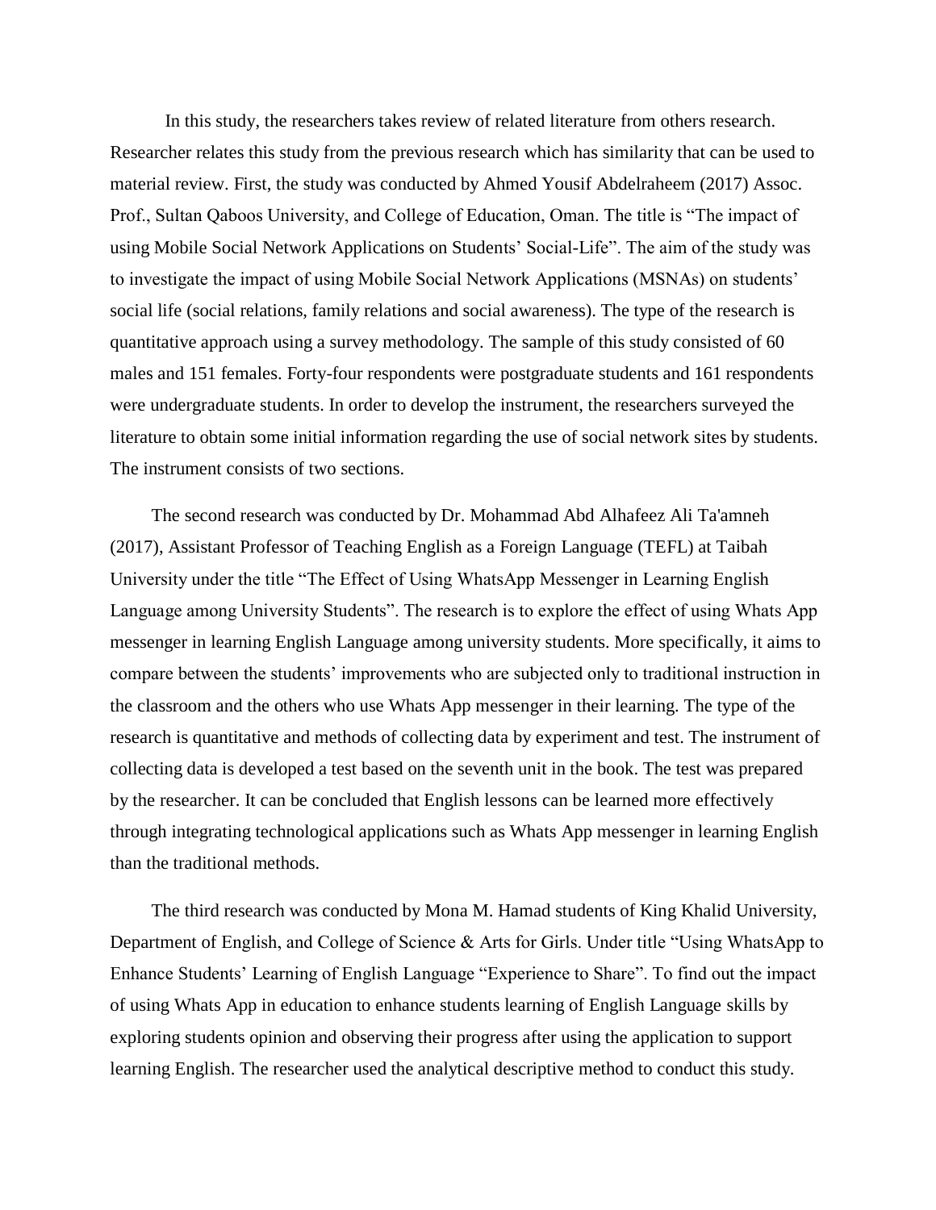In this study, the researchers takes review of related literature from others research. Researcher relates this study from the previous research which has similarity that can be used to material review. First, the study was conducted by Ahmed Yousif Abdelraheem (2017) Assoc. Prof., Sultan Qaboos University, and College of Education, Oman. The title is "The impact of using Mobile Social Network Applications on Students' Social-Life". The aim of the study was to investigate the impact of using Mobile Social Network Applications (MSNAs) on students' social life (social relations, family relations and social awareness). The type of the research is quantitative approach using a survey methodology. The sample of this study consisted of 60 males and 151 females. Forty-four respondents were postgraduate students and 161 respondents were undergraduate students. In order to develop the instrument, the researchers surveyed the literature to obtain some initial information regarding the use of social network sites by students. The instrument consists of two sections.

The second research was conducted by Dr. Mohammad Abd Alhafeez Ali Ta'amneh (2017), Assistant Professor of Teaching English as a Foreign Language (TEFL) at Taibah University under the title "The Effect of Using WhatsApp Messenger in Learning English Language among University Students". The research is to explore the effect of using Whats App messenger in learning English Language among university students. More specifically, it aims to compare between the students' improvements who are subjected only to traditional instruction in the classroom and the others who use Whats App messenger in their learning. The type of the research is quantitative and methods of collecting data by experiment and test. The instrument of collecting data is developed a test based on the seventh unit in the book. The test was prepared by the researcher. It can be concluded that English lessons can be learned more effectively through integrating technological applications such as Whats App messenger in learning English than the traditional methods.

The third research was conducted by Mona M. Hamad students of King Khalid University, Department of English, and College of Science & Arts for Girls. Under title "Using WhatsApp to Enhance Students' Learning of English Language "Experience to Share". To find out the impact of using Whats App in education to enhance students learning of English Language skills by exploring students opinion and observing their progress after using the application to support learning English. The researcher used the analytical descriptive method to conduct this study.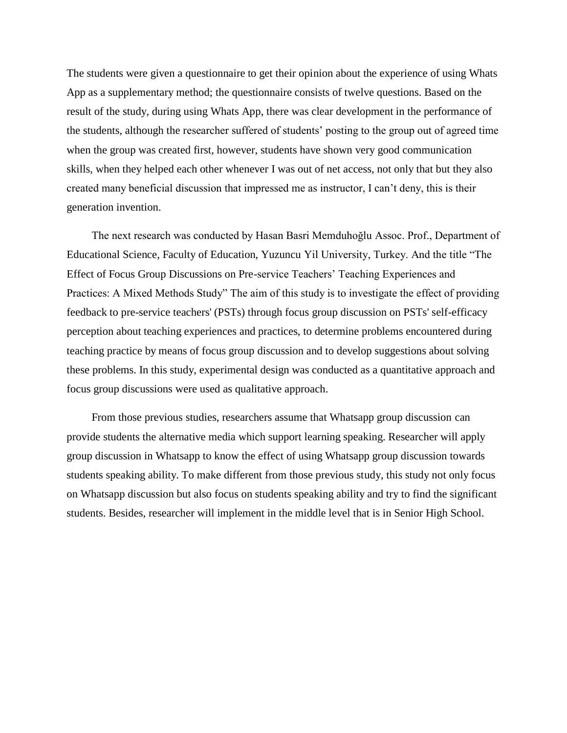The students were given a questionnaire to get their opinion about the experience of using Whats App as a supplementary method; the questionnaire consists of twelve questions. Based on the result of the study, during using Whats App, there was clear development in the performance of the students, although the researcher suffered of students' posting to the group out of agreed time when the group was created first, however, students have shown very good communication skills, when they helped each other whenever I was out of net access, not only that but they also created many beneficial discussion that impressed me as instructor, I can't deny, this is their generation invention.

The next research was conducted by Hasan Basri Memduhoğlu Assoc. Prof., Department of Educational Science, Faculty of Education, Yuzuncu Yil University, Turkey. And the title "The Effect of Focus Group Discussions on Pre-service Teachers' Teaching Experiences and Practices: A Mixed Methods Study" The aim of this study is to investigate the effect of providing feedback to pre-service teachers' (PSTs) through focus group discussion on PSTs' self-efficacy perception about teaching experiences and practices, to determine problems encountered during teaching practice by means of focus group discussion and to develop suggestions about solving these problems. In this study, experimental design was conducted as a quantitative approach and focus group discussions were used as qualitative approach.

From those previous studies, researchers assume that Whatsapp group discussion can provide students the alternative media which support learning speaking. Researcher will apply group discussion in Whatsapp to know the effect of using Whatsapp group discussion towards students speaking ability. To make different from those previous study, this study not only focus on Whatsapp discussion but also focus on students speaking ability and try to find the significant students. Besides, researcher will implement in the middle level that is in Senior High School.